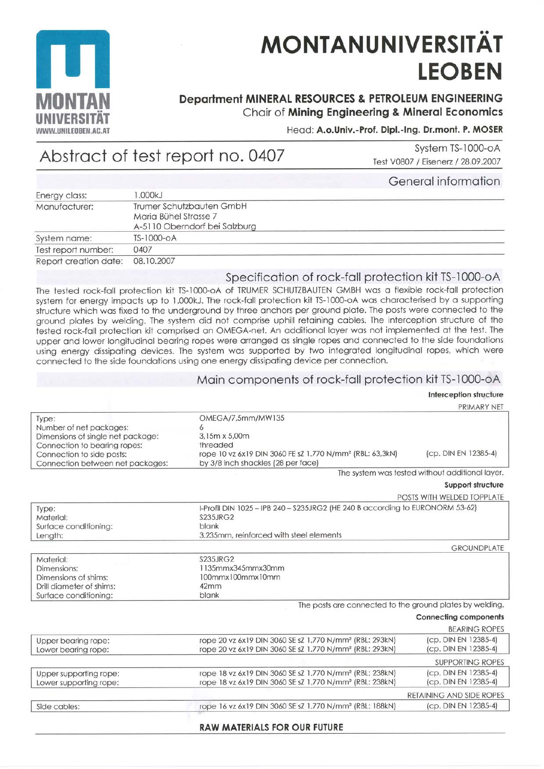# MONTANUNIVERSITÄT LEOBEN

**Department MINERAL RESOURCES & PETROLEUM ENGINEERING**
Chair of **Mining Engineering & Mineral Economics**
Head: **A.o.Univ.-Prof. Dipl.-Ing. Dr.mont. P. MOSER**

## Abstract of test report no. 0407

System TS-1000-oA
Test V0807 / Eisenerz / 28.09.2007

### General information

| | |
|---|---|
| Energy class: | 1.000kJ |
| Manufacturer: | Trumer Schutzbauten GmbH<br>Maria Bühel Strasse 7<br>A-5110 Oberndorf bei Salzburg |
| System name: | TS-1000-oA |
| Test report number: | 0407 |
| Report creation date: | 08.10.2007 |

### Specification of rock-fall protection kit TS-1000-oA

The tested rock-fall protection kit TS-1000-oA of TRUMER SCHUTZBAUTEN GMBH was a flexible rock-fall protection system for energy impacts up to 1.000kJ. The rock-fall protection kit TS-1000-oA was characterised by a supporting structure which was fixed to the underground by three anchors per ground plate. The posts were connected to the ground plates by welding. The system did not comprise uphill retaining cables. The interception structure of the tested rock-fall protection kit comprised an OMEGA-net. An additional layer was not implemented at the test. The upper and lower longitudinal bearing ropes were arranged as single ropes and connected to the side foundations using energy dissipating devices. The system was supported by two integrated longitudinal ropes, which were connected to the side foundations using one energy dissipating device per connection.

### Main components of rock-fall protection kit TS-1000-oA

**Interception structure**

PRIMARY NET

| | | |
|---|---|---|
| Type: | OMEGA/7,5mm/MW135 | |
| Number of net packages: | 6 | |
| Dimensions of single net package: | 3,15m x 5,00m | |
| Connection to bearing ropes: | threaded | |
| Connection to side posts: | rope 10 vz 6x19 DIN 3060 FE sZ 1.770 N/mm² (RBL: 63,3kN) | (cp. DIN EN 12385-4) |
| Connection between net packages: | by 3/8 inch shackles (28 per face) | |

The system was tested without additional layer.

**Support structure**

POSTS WITH WELDED TOPPLATE

| | |
|---|---|
| Type: | I-Profil DIN 1025 – IPB 240 – S235JRG2 (HE 240 B according to EURONORM 53-62) |
| Material: | S235JRG2 |
| Surface conditioning: | blank |
| Length: | 3.235mm, reinforced with steel elements |

GROUNDPLATE

| | |
|---|---|
| Material: | S235JRG2 |
| Dimensions: | 1135mmx345mmx30mm |
| Dimensions of shims: | 100mmx100mmx10mm |
| Drill diameter of shims: | 42mm |
| Surface conditioning: | blank |

The posts are connected to the ground plates by welding.

**Connecting components**

BEARING ROPES

| | | |
|---|---|---|
| Upper bearing rope: | rope 20 vz 6x19 DIN 3060 SE sZ 1.770 N/mm² (RBL: 293kN) | (cp. DIN EN 12385-4) |
| Lower bearing rope: | rope 20 vz 6x19 DIN 3060 SE sZ 1.770 N/mm² (RBL: 293kN) | (cp. DIN EN 12385-4) |

SUPPORTING ROPES

| | | |
|---|---|---|
| Upper supporting rope: | rope 18 vz 6x19 DIN 3060 SE sZ 1.770 N/mm² (RBL: 238kN) | (cp. DIN EN 12385-4) |
| Lower supporting rope: | rope 18 vz 6x19 DIN 3060 SE sZ 1.770 N/mm² (RBL: 238kN) | (cp. DIN EN 12385-4) |

RETAINING AND SIDE ROPES

| | | |
|---|---|---|
| Side cables: | rope 16 vz 6x19 DIN 3060 SE sZ 1.770 N/mm² (RBL: 188kN) | (cp. DIN EN 12385-4) |

**RAW MATERIALS FOR OUR FUTURE**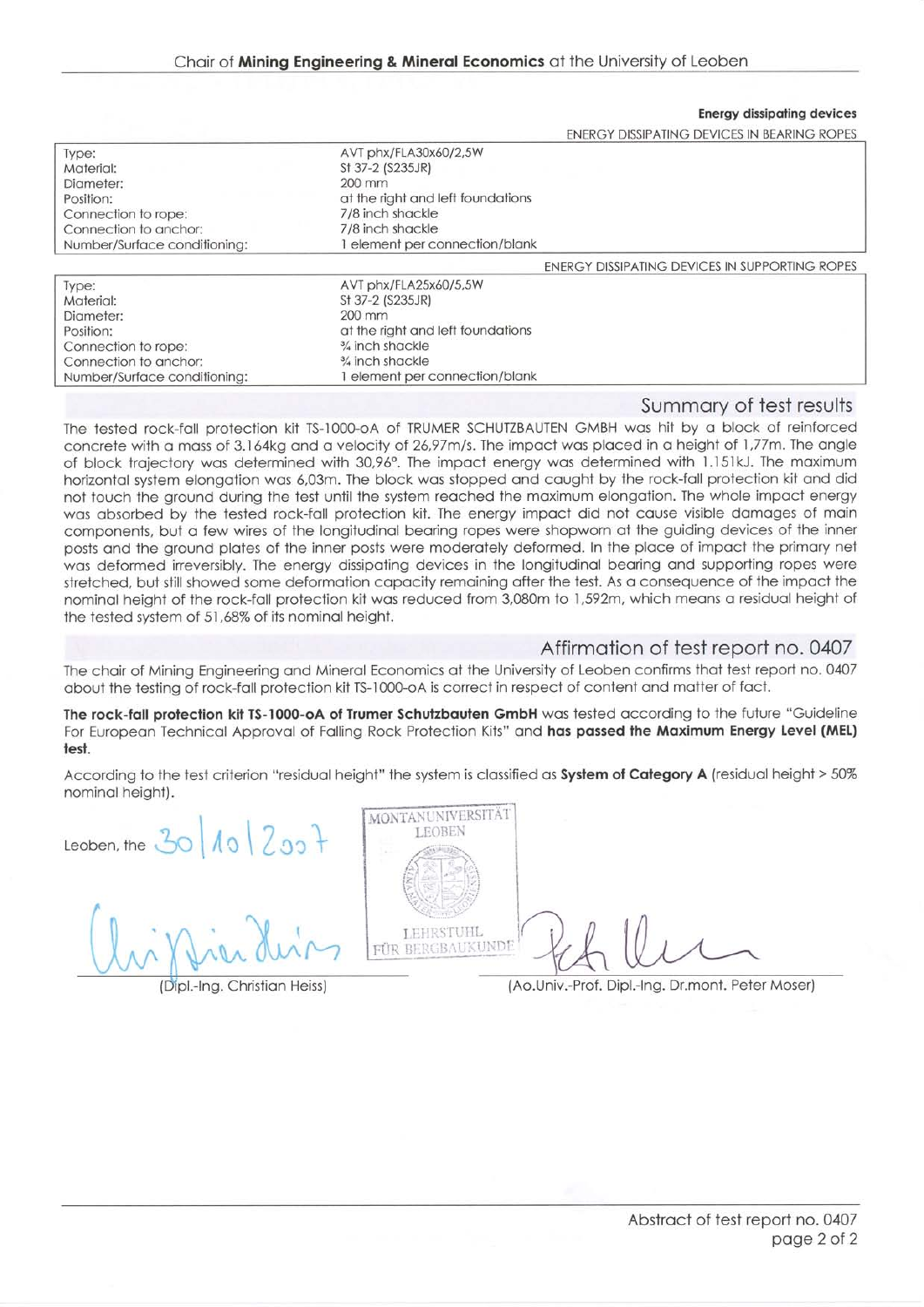**Energy dissipating devices**

ENERGY DISSIPATING DEVICES IN BEARING ROPES

| | |
|---|---|
| Type: | AVT phx/FLA30x60/2,5W |
| Material: | St 37-2 (S235JR) |
| Diameter: | 200 mm |
| Position: | at the right and left foundations |
| Connection to rope: | 7/8 inch shackle |
| Connection to anchor: | 7/8 inch shackle |
| Number/Surface conditioning: | 1 element per connection/blank |

ENERGY DISSIPATING DEVICES IN SUPPORTING ROPES

| | |
|---|---|
| Type: | AVT phx/FLA25x60/5,5W |
| Material: | St 37-2 (S235JR) |
| Diameter: | 200 mm |
| Position: | at the right and left foundations |
| Connection to rope: | ¾ inch shackle |
| Connection to anchor: | ¾ inch shackle |
| Number/Surface conditioning: | 1 element per connection/blank |

## Summary of test results

The tested rock-fall protection kit TS-1000-oA of TRUMER SCHUTZBAUTEN GMBH was hit by a block of reinforced concrete with a mass of 3.164kg and a velocity of 26,97m/s. The impact was placed in a height of 1,77m. The angle of block trajectory was determined with 30,96°. The impact energy was determined with 1.151kJ. The maximum horizontal system elongation was 6,03m. The block was stopped and caught by the rock-fall protection kit and did not touch the ground during the test until the system reached the maximum elongation. The whole impact energy was absorbed by the tested rock-fall protection kit. The energy impact did not cause visible damages of main components, but a few wires of the longitudinal bearing ropes were shopworn at the guiding devices of the inner posts and the ground plates of the inner posts were moderately deformed. In the place of impact the primary net was deformed irreversibly. The energy dissipating devices in the longitudinal bearing and supporting ropes were stretched, but still showed some deformation capacity remaining after the test. As a consequence of the impact the nominal height of the rock-fall protection kit was reduced from 3,080m to 1,592m, which means a residual height of the tested system of 51,68% of its nominal height.

## Affirmation of test report no. 0407

The chair of Mining Engineering and Mineral Economics at the University of Leoben confirms that test report no. 0407 about the testing of rock-fall protection kit TS-1000-oA is correct in respect of content and matter of fact.

**The rock-fall protection kit TS-1000-oA of Trumer Schutzbauten GmbH** was tested according to the future "Guideline For European Technical Approval of Falling Rock Protection Kits" and **has passed the Maximum Energy Level (MEL) test**.

According to the test criterion "residual height" the system is classified as **System of Category A** (residual height > 50% nominal height).

Leoben, the 30/10/2007

MONTANUNIVERSITÄT LEOBEN – LEHRSTUHL FÜR BERGBAUKUNDE

(Dipl.-Ing. Christian Heiss) (Ao.Univ.-Prof. Dipl.-Ing. Dr.mont. Peter Moser)

Abstract of test report no. 0407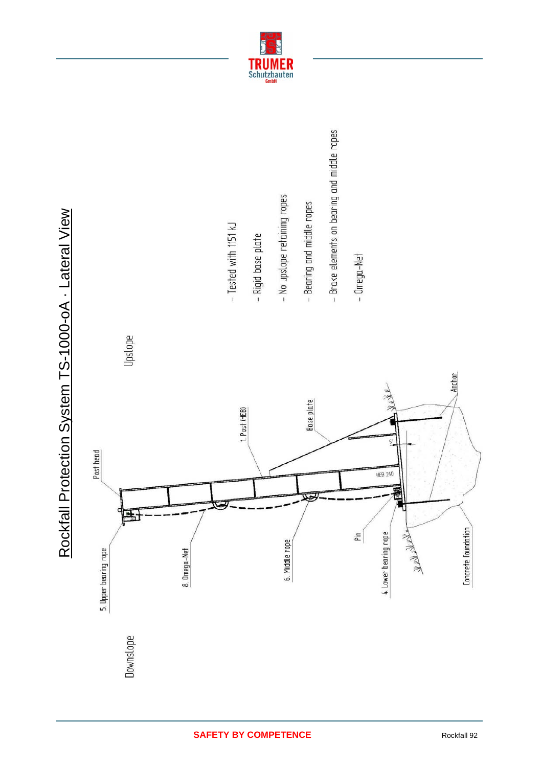# Rockfall Protection System TS-1000-oA · Lateral View

- Tested with 1151 kJ
- Rigid base plate
- No upslope retaining ropes
- Bearing and middle ropes
- Brake elements on bearing and middle ropes
- Omega-Net

Upslope

Downslope

Post head

1. Post (HEB)

Base plate

Anchor

HEB 240

5°

5. Upper bearing rope

8. Omega-Net

6. Middle rope

Pin

4. Lower bearing rope

Concrete foundation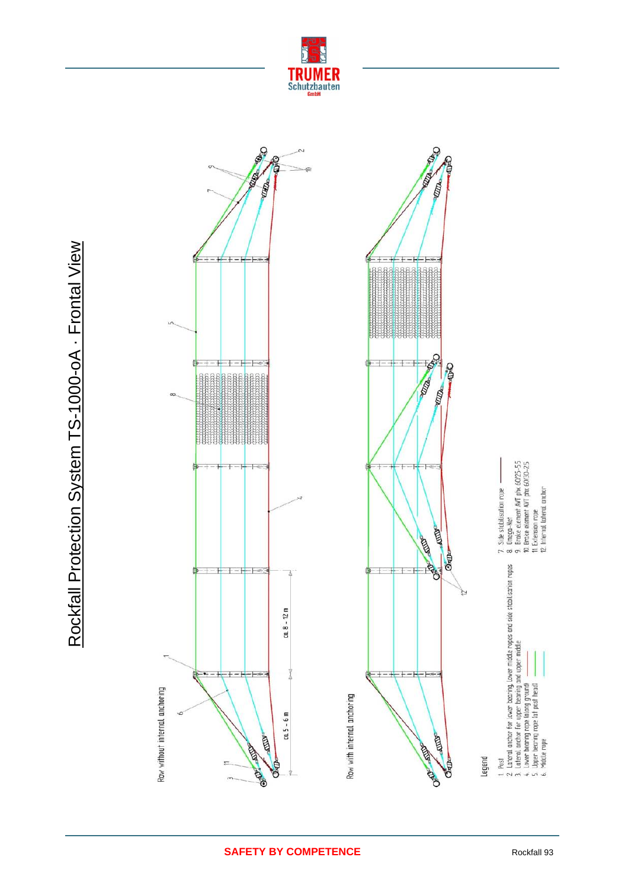# Rockfall Protection System TS-1000-oA · Frontal View

Row without internal anchoring

1

2

3

4

5

6

7

8

9

10

11

ca. 5 - 6 m

ca. 8 - 12 m

Row with internal anchoring

12

Legend

1. Post
2. Lateral anchor for lower bearing, lower middle ropes and side stabilisation ropes
3. Lateral anchor for upper bearing and upper middle
4. Lower bearing rope (along ground)
5. Upper bearing rope (at post head)
6. Middle rope
7. Side stabilisation rope
8. Omega-Net
9. Brake element AVT pix 60/25-55
10. Brake element AVT pix 60/30-25
11. Extension rope
12. Internal lateral anchor

**SAFETY BY COMPETENCE**